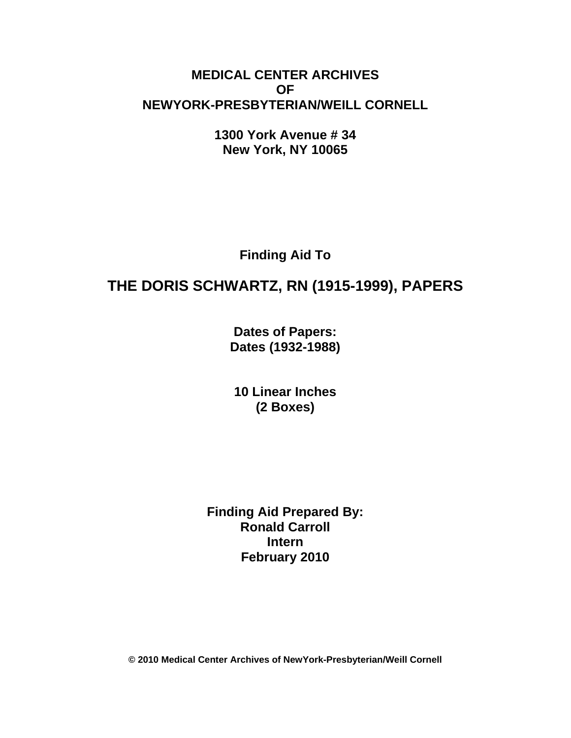**MEDICAL CENTER ARCHIVES**
**OF**
**NEWYORK-PRESBYTERIAN/WEILL CORNELL**

**1300 York Avenue # 34**
**New York, NY 10065**

**Finding Aid To**

# THE DORIS SCHWARTZ, RN (1915-1999), PAPERS

**Dates of Papers:**
**Dates (1932-1988)**

**10 Linear Inches**
**(2 Boxes)**

**Finding Aid Prepared By:**
**Ronald Carroll**
**Intern**
**February 2010**

**© 2010 Medical Center Archives of NewYork-Presbyterian/Weill Cornell**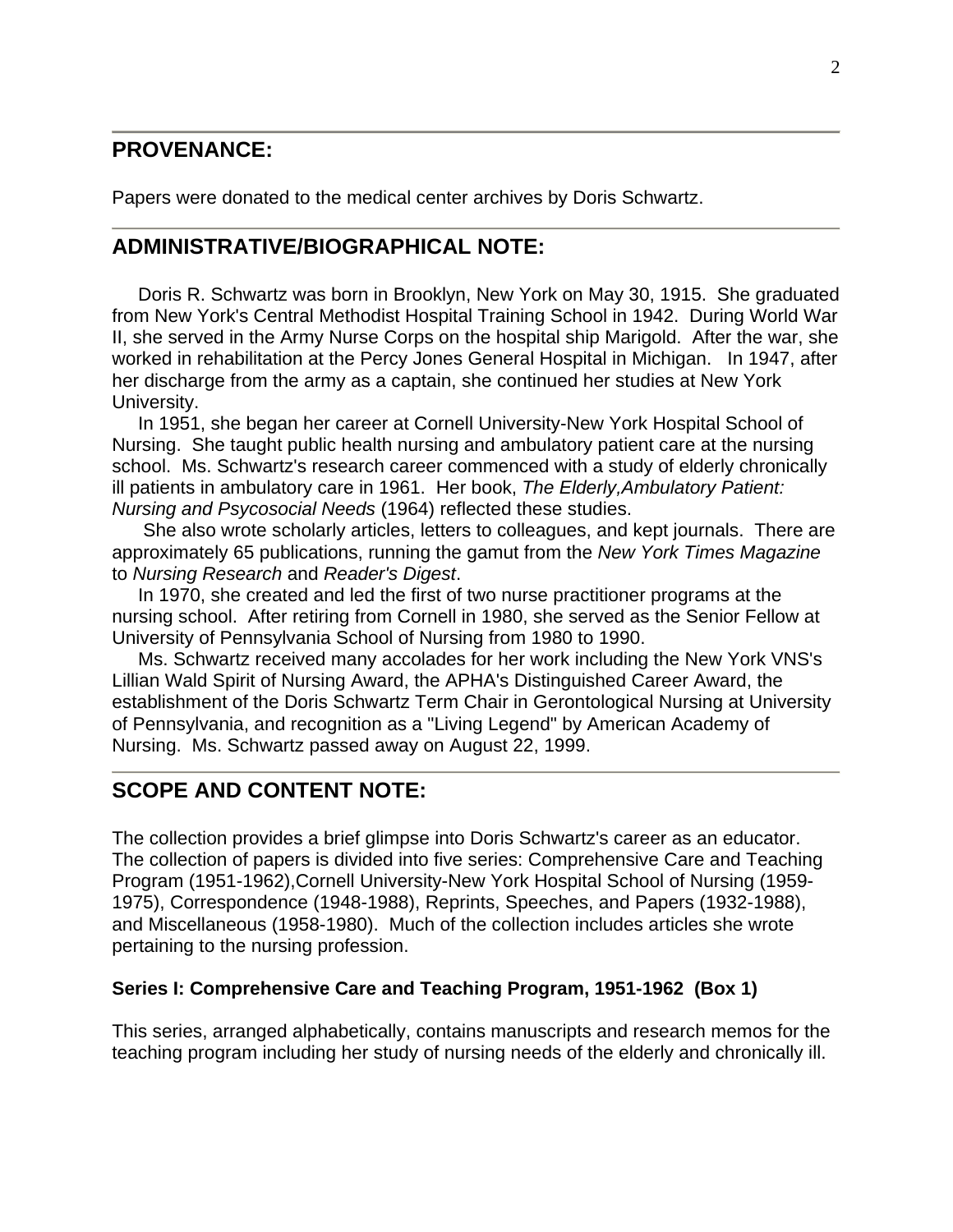## PROVENANCE:

Papers were donated to the medical center archives by Doris Schwartz.

## ADMINISTRATIVE/BIOGRAPHICAL NOTE:

Doris R. Schwartz was born in Brooklyn, New York on May 30, 1915. She graduated from New York's Central Methodist Hospital Training School in 1942. During World War II, she served in the Army Nurse Corps on the hospital ship Marigold. After the war, she worked in rehabilitation at the Percy Jones General Hospital in Michigan. In 1947, after her discharge from the army as a captain, she continued her studies at New York University.

In 1951, she began her career at Cornell University-New York Hospital School of Nursing. She taught public health nursing and ambulatory patient care at the nursing school. Ms. Schwartz's research career commenced with a study of elderly chronically ill patients in ambulatory care in 1961. Her book, *The Elderly,Ambulatory Patient: Nursing and Psycosocial Needs* (1964) reflected these studies.

She also wrote scholarly articles, letters to colleagues, and kept journals. There are approximately 65 publications, running the gamut from the *New York Times Magazine* to *Nursing Research* and *Reader's Digest*.

In 1970, she created and led the first of two nurse practitioner programs at the nursing school. After retiring from Cornell in 1980, she served as the Senior Fellow at University of Pennsylvania School of Nursing from 1980 to 1990.

Ms. Schwartz received many accolades for her work including the New York VNS's Lillian Wald Spirit of Nursing Award, the APHA's Distinguished Career Award, the establishment of the Doris Schwartz Term Chair in Gerontological Nursing at University of Pennsylvania, and recognition as a "Living Legend" by American Academy of Nursing. Ms. Schwartz passed away on August 22, 1999.

## SCOPE AND CONTENT NOTE:

The collection provides a brief glimpse into Doris Schwartz's career as an educator. The collection of papers is divided into five series: Comprehensive Care and Teaching Program (1951-1962),Cornell University-New York Hospital School of Nursing (1959-1975), Correspondence (1948-1988), Reprints, Speeches, and Papers (1932-1988), and Miscellaneous (1958-1980). Much of the collection includes articles she wrote pertaining to the nursing profession.

**Series I: Comprehensive Care and Teaching Program, 1951-1962 (Box 1)**

This series, arranged alphabetically, contains manuscripts and research memos for the teaching program including her study of nursing needs of the elderly and chronically ill.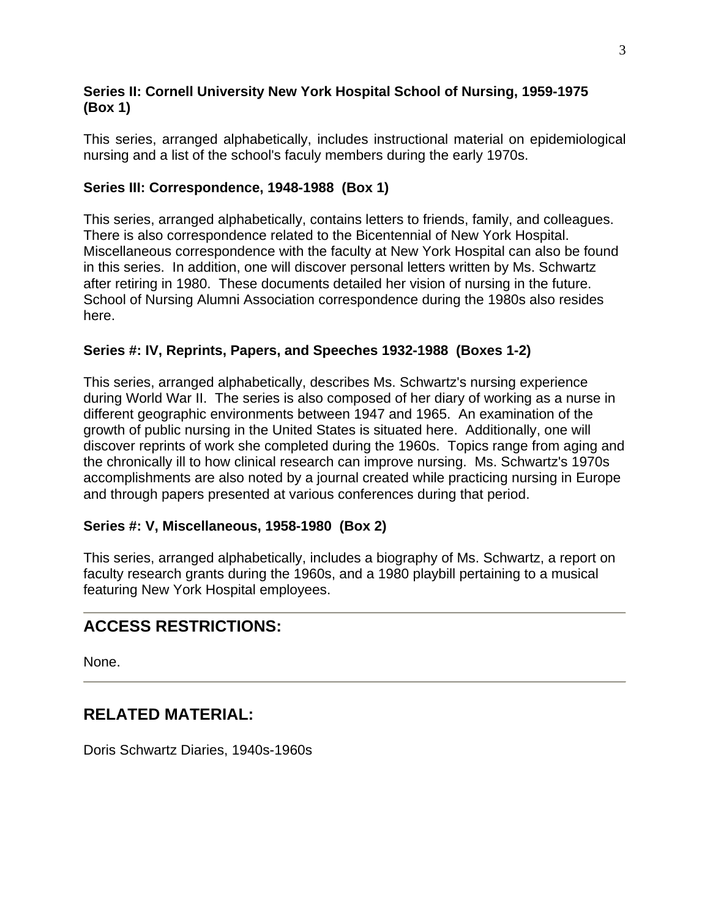**Series II: Cornell University New York Hospital School of Nursing, 1959-1975 (Box 1)**

This series, arranged alphabetically, includes instructional material on epidemiological nursing and a list of the school's faculy members during the early 1970s.

**Series III: Correspondence, 1948-1988 (Box 1)**

This series, arranged alphabetically, contains letters to friends, family, and colleagues. There is also correspondence related to the Bicentennial of New York Hospital. Miscellaneous correspondence with the faculty at New York Hospital can also be found in this series. In addition, one will discover personal letters written by Ms. Schwartz after retiring in 1980. These documents detailed her vision of nursing in the future. School of Nursing Alumni Association correspondence during the 1980s also resides here.

**Series #: IV, Reprints, Papers, and Speeches 1932-1988 (Boxes 1-2)**

This series, arranged alphabetically, describes Ms. Schwartz's nursing experience during World War II. The series is also composed of her diary of working as a nurse in different geographic environments between 1947 and 1965. An examination of the growth of public nursing in the United States is situated here. Additionally, one will discover reprints of work she completed during the 1960s. Topics range from aging and the chronically ill to how clinical research can improve nursing. Ms. Schwartz's 1970s accomplishments are also noted by a journal created while practicing nursing in Europe and through papers presented at various conferences during that period.

**Series #: V, Miscellaneous, 1958-1980 (Box 2)**

This series, arranged alphabetically, includes a biography of Ms. Schwartz, a report on faculty research grants during the 1960s, and a 1980 playbill pertaining to a musical featuring New York Hospital employees.

## ACCESS RESTRICTIONS:

None.

## RELATED MATERIAL:

Doris Schwartz Diaries, 1940s-1960s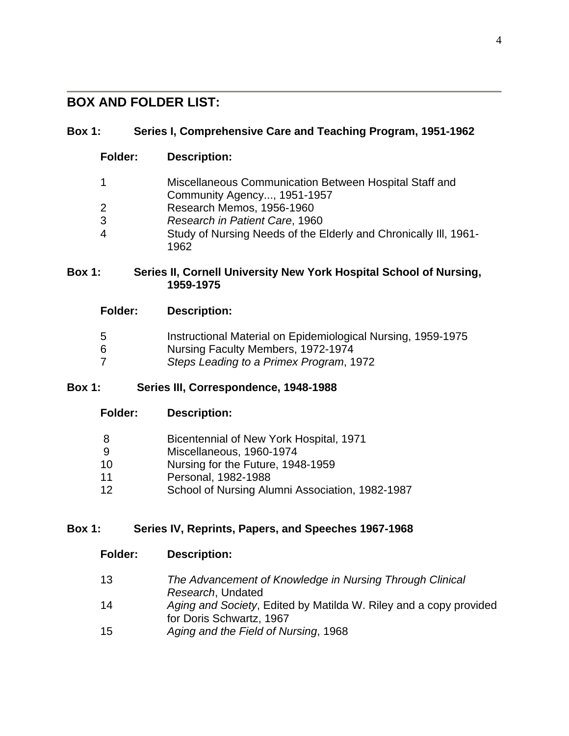## BOX AND FOLDER LIST:

### Box 1: Series I, Comprehensive Care and Teaching Program, 1951-1962

| Folder: | Description: |
|---|---|
| 1 | Miscellaneous Communication Between Hospital Staff and Community Agency..., 1951-1957 |
| 2 | Research Memos, 1956-1960 |
| 3 | *Research in Patient Care*, 1960 |
| 4 | Study of Nursing Needs of the Elderly and Chronically Ill, 1961-1962 |

### Box 1: Series II, Cornell University New York Hospital School of Nursing, 1959-1975

| Folder: | Description: |
|---|---|
| 5 | Instructional Material on Epidemiological Nursing, 1959-1975 |
| 6 | Nursing Faculty Members, 1972-1974 |
| 7 | *Steps Leading to a Primex Program*, 1972 |

### Box 1: Series III, Correspondence, 1948-1988

| Folder: | Description: |
|---|---|
| 8 | Bicentennial of New York Hospital, 1971 |
| 9 | Miscellaneous, 1960-1974 |
| 10 | Nursing for the Future, 1948-1959 |
| 11 | Personal, 1982-1988 |
| 12 | School of Nursing Alumni Association, 1982-1987 |

### Box 1: Series IV, Reprints, Papers, and Speeches 1967-1968

| Folder: | Description: |
|---|---|
| 13 | *The Advancement of Knowledge in Nursing Through Clinical Research*, Undated |
| 14 | *Aging and Society*, Edited by Matilda W. Riley and a copy provided for Doris Schwartz, 1967 |
| 15 | *Aging and the Field of Nursing*, 1968 |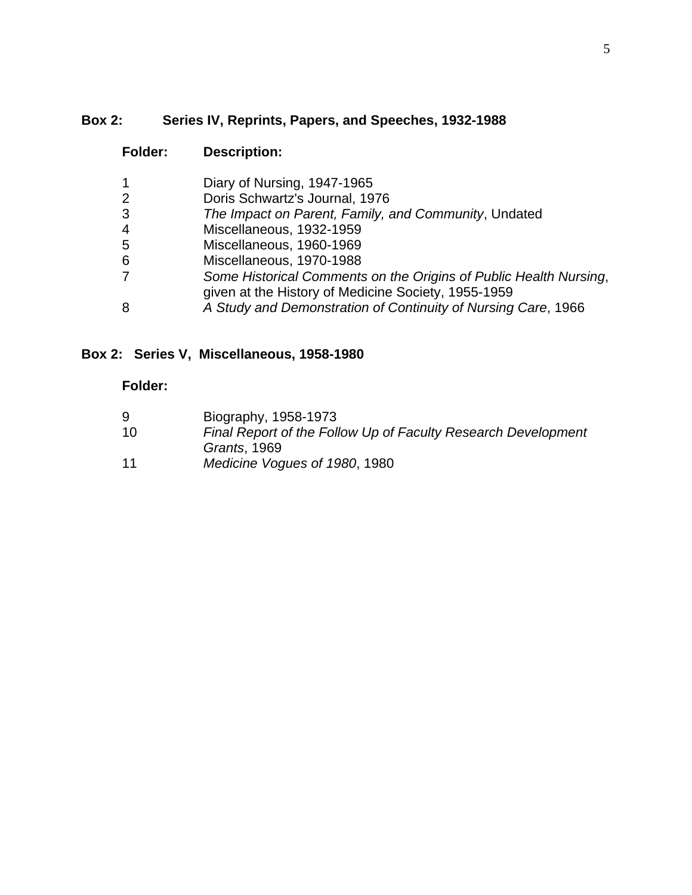**Box 2: Series IV, Reprints, Papers, and Speeches, 1932-1988**

| Folder: | Description: |
|---|---|
| 1 | Diary of Nursing, 1947-1965 |
| 2 | Doris Schwartz's Journal, 1976 |
| 3 | *The Impact on Parent, Family, and Community*, Undated |
| 4 | Miscellaneous, 1932-1959 |
| 5 | Miscellaneous, 1960-1969 |
| 6 | Miscellaneous, 1970-1988 |
| 7 | *Some Historical Comments on the Origins of Public Health Nursing*, given at the History of Medicine Society, 1955-1959 |
| 8 | *A Study and Demonstration of Continuity of Nursing Care*, 1966 |

**Box 2: Series V, Miscellaneous, 1958-1980**

| Folder: | |
|---|---|
| 9 | Biography, 1958-1973 |
| 10 | *Final Report of the Follow Up of Faculty Research Development Grants*, 1969 |
| 11 | *Medicine Vogues of 1980*, 1980 |